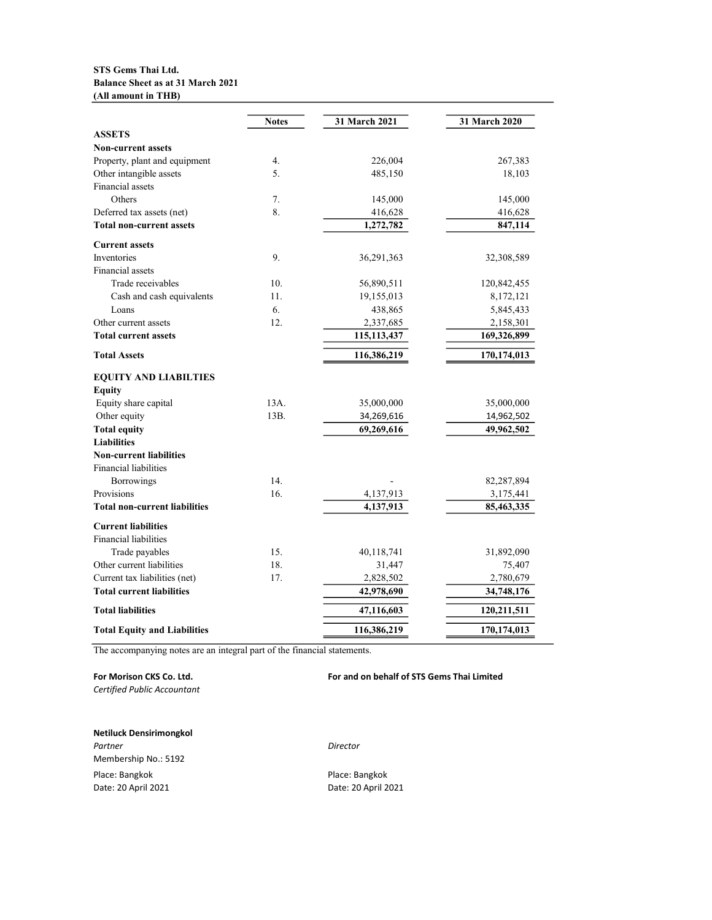**STS Gems Thai Ltd.**
**Balance Sheet as at 31 March 2021**
**(All amount in THB)**

| | Notes | 31 March 2021 | 31 March 2020 |
|---|---|---|---|
| **ASSETS** | | | |
| **Non-current assets** | | | |
| Property, plant and equipment | 4. | 226,004 | 267,383 |
| Other intangible assets | 5. | 485,150 | 18,103 |
| Financial assets | | | |
| Others | 7. | 145,000 | 145,000 |
| Deferred tax assets (net) | 8. | 416,628 | 416,628 |
| **Total non-current assets** | | **1,272,782** | **847,114** |
| **Current assets** | | | |
| Inventories | 9. | 36,291,363 | 32,308,589 |
| Financial assets | | | |
| Trade receivables | 10. | 56,890,511 | 120,842,455 |
| Cash and cash equivalents | 11. | 19,155,013 | 8,172,121 |
| Loans | 6. | 438,865 | 5,845,433 |
| Other current assets | 12. | 2,337,685 | 2,158,301 |
| **Total current assets** | | **115,113,437** | **169,326,899** |
| **Total Assets** | | **116,386,219** | **170,174,013** |
| **EQUITY AND LIABILTIES** | | | |
| **Equity** | | | |
| Equity share capital | 13A. | 35,000,000 | 35,000,000 |
| Other equity | 13B. | 34,269,616 | 14,962,502 |
| **Total equity** | | **69,269,616** | **49,962,502** |
| **Liabilities** | | | |
| **Non-current liabilities** | | | |
| Financial liabilities | | | |
| Borrowings | 14. | - | 82,287,894 |
| Provisions | 16. | 4,137,913 | 3,175,441 |
| **Total non-current liabilities** | | **4,137,913** | **85,463,335** |
| **Current liabilities** | | | |
| Financial liabilities | | | |
| Trade payables | 15. | 40,118,741 | 31,892,090 |
| Other current liabilities | 18. | 31,447 | 75,407 |
| Current tax liabilities (net) | 17. | 2,828,502 | 2,780,679 |
| **Total current liabilities** | | **42,978,690** | **34,748,176** |
| **Total liabilities** | | **47,116,603** | **120,211,511** |
| **Total Equity and Liabilities** | | **116,386,219** | **170,174,013** |

The accompanying notes are an integral part of the financial statements.

**For Morison CKS Co. Ltd.**
*Certified Public Accountant*

**Netiluck Densirimongkol**
*Partner*
Membership No.: 5192
Place: Bangkok
Date: 20 April 2021

**For and on behalf of STS Gems Thai Limited**

*Director*
Place: Bangkok
Date: 20 April 2021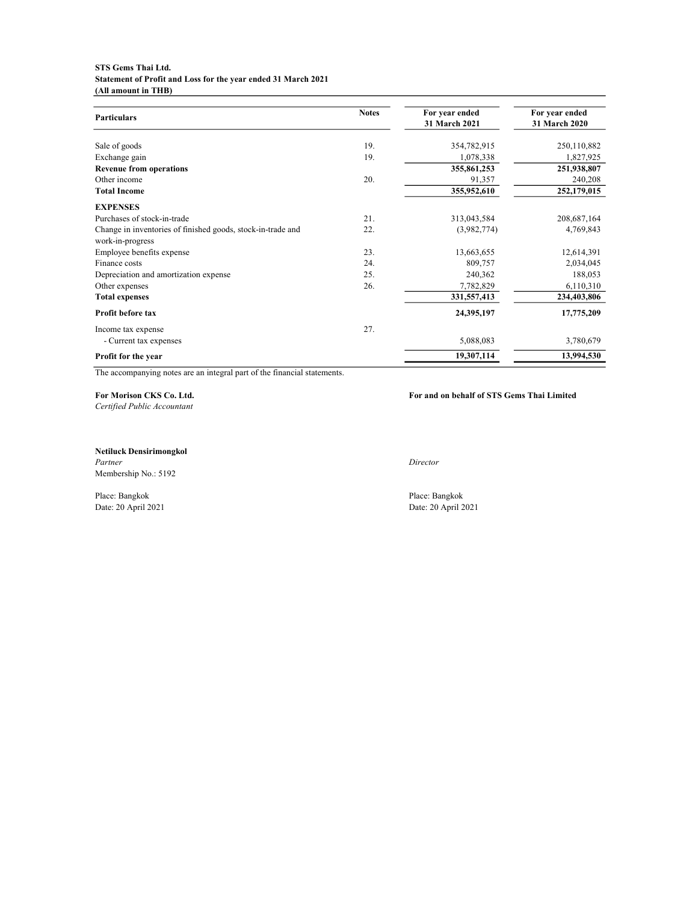**STS Gems Thai Ltd.**
**Statement of Profit and Loss for the year ended 31 March 2021**
**(All amount in THB)**

| Particulars | Notes | For year ended 31 March 2021 | For year ended 31 March 2020 |
|---|---|---|---|
| Sale of goods | 19. | 354,782,915 | 250,110,882 |
| Exchange gain | 19. | 1,078,338 | 1,827,925 |
| **Revenue from operations** | | **355,861,253** | **251,938,807** |
| Other income | 20. | 91,357 | 240,208 |
| **Total Income** | | **355,952,610** | **252,179,015** |
| **EXPENSES** | | | |
| Purchases of stock-in-trade | 21. | 313,043,584 | 208,687,164 |
| Change in inventories of finished goods, stock-in-trade and work-in-progress | 22. | (3,982,774) | 4,769,843 |
| Employee benefits expense | 23. | 13,663,655 | 12,614,391 |
| Finance costs | 24. | 809,757 | 2,034,045 |
| Depreciation and amortization expense | 25. | 240,362 | 188,053 |
| Other expenses | 26. | 7,782,829 | 6,110,310 |
| **Total expenses** | | **331,557,413** | **234,403,806** |
| **Profit before tax** | | **24,395,197** | **17,775,209** |
| Income tax expense | 27. | | |
| - Current tax expenses | | 5,088,083 | 3,780,679 |
| **Profit for the year** | | **19,307,114** | **13,994,530** |

The accompanying notes are an integral part of the financial statements.

**For Morison CKS Co. Ltd.**
*Certified Public Accountant*

**Netiluck Densirimongkol**
*Partner*
Membership No.: 5192

Place: Bangkok
Date: 20 April 2021

**For and on behalf of STS Gems Thai Limited**

*Director*

Place: Bangkok
Date: 20 April 2021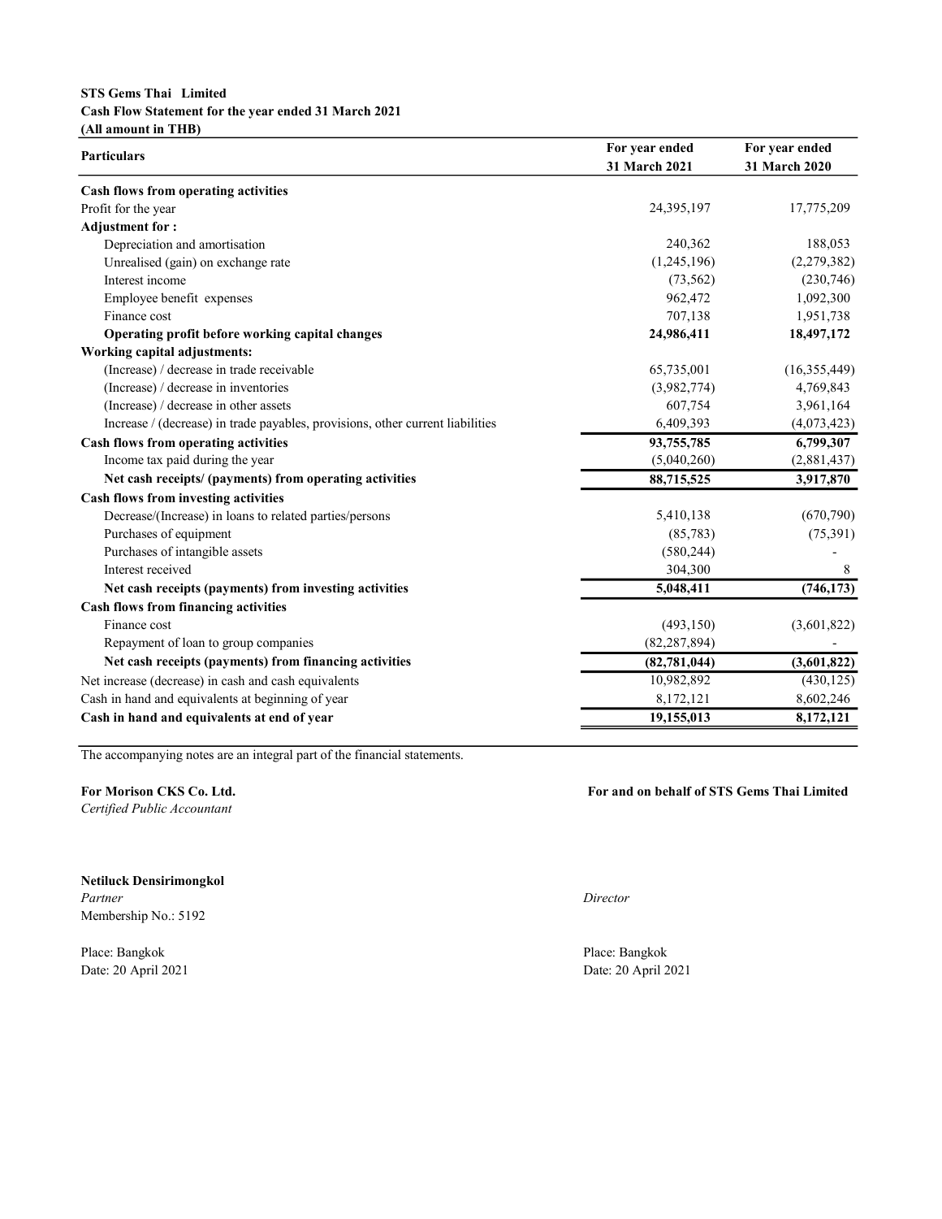**STS Gems Thai Limited**
**Cash Flow Statement for the year ended 31 March 2021**
**(All amount in THB)**

| Particulars | For year ended 31 March 2021 | For year ended 31 March 2020 |
|---|---|---|
| **Cash flows from operating activities** | | |
| Profit for the year | 24,395,197 | 17,775,209 |
| **Adjustment for :** | | |
| Depreciation and amortisation | 240,362 | 188,053 |
| Unrealised (gain) on exchange rate | (1,245,196) | (2,279,382) |
| Interest income | (73,562) | (230,746) |
| Employee benefit expenses | 962,472 | 1,092,300 |
| Finance cost | 707,138 | 1,951,738 |
| **Operating profit before working capital changes** | **24,986,411** | **18,497,172** |
| **Working capital adjustments:** | | |
| (Increase) / decrease in trade receivable | 65,735,001 | (16,355,449) |
| (Increase) / decrease in inventories | (3,982,774) | 4,769,843 |
| (Increase) / decrease in other assets | 607,754 | 3,961,164 |
| Increase / (decrease) in trade payables, provisions, other current liabilities | 6,409,393 | (4,073,423) |
| **Cash flows from operating activities** | **93,755,785** | **6,799,307** |
| Income tax paid during the year | (5,040,260) | (2,881,437) |
| **Net cash receipts/ (payments) from operating activities** | **88,715,525** | **3,917,870** |
| **Cash flows from investing activities** | | |
| Decrease/(Increase) in loans to related parties/persons | 5,410,138 | (670,790) |
| Purchases of equipment | (85,783) | (75,391) |
| Purchases of intangible assets | (580,244) | - |
| Interest received | 304,300 | 8 |
| **Net cash receipts (payments) from investing activities** | **5,048,411** | **(746,173)** |
| **Cash flows from financing activities** | | |
| Finance cost | (493,150) | (3,601,822) |
| Repayment of loan to group companies | (82,287,894) | - |
| **Net cash receipts (payments) from financing activities** | **(82,781,044)** | **(3,601,822)** |
| Net increase (decrease) in cash and cash equivalents | 10,982,892 | (430,125) |
| Cash in hand and equivalents at beginning of year | 8,172,121 | 8,602,246 |
| **Cash in hand and equivalents at end of year** | **19,155,013** | **8,172,121** |

The accompanying notes are an integral part of the financial statements.

**For Morison CKS Co. Ltd.**
*Certified Public Accountant*

**Netiluck Densirimongkol**
*Partner*
Membership No.: 5192

Place: Bangkok
Date: 20 April 2021

**For and on behalf of STS Gems Thai Limited**

*Director*

Place: Bangkok
Date: 20 April 2021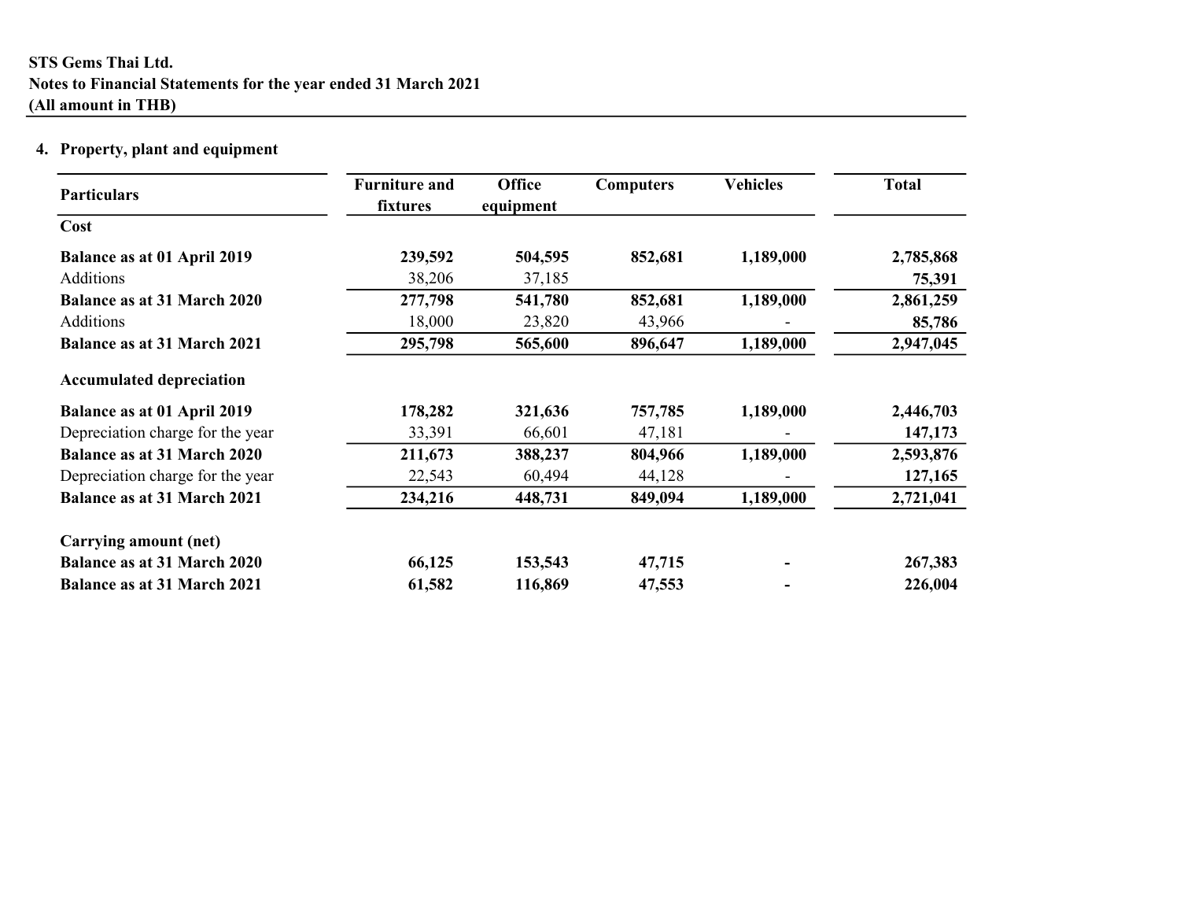**STS Gems Thai Ltd.**
**Notes to Financial Statements for the year ended 31 March 2021**
**(All amount in THB)**

## 4. Property, plant and equipment

| Particulars | Furniture and fixtures | Office equipment | Computers | Vehicles | Total |
|---|---|---|---|---|---|
| **Cost** | | | | | |
| **Balance as at 01 April 2019** | **239,592** | **504,595** | **852,681** | **1,189,000** | **2,785,868** |
| Additions | 38,206 | 37,185 | | | **75,391** |
| **Balance as at 31 March 2020** | **277,798** | **541,780** | **852,681** | **1,189,000** | **2,861,259** |
| Additions | 18,000 | 23,820 | 43,966 | - | **85,786** |
| **Balance as at 31 March 2021** | **295,798** | **565,600** | **896,647** | **1,189,000** | **2,947,045** |
| **Accumulated depreciation** | | | | | |
| **Balance as at 01 April 2019** | **178,282** | **321,636** | **757,785** | **1,189,000** | **2,446,703** |
| Depreciation charge for the year | 33,391 | 66,601 | 47,181 | - | **147,173** |
| **Balance as at 31 March 2020** | **211,673** | **388,237** | **804,966** | **1,189,000** | **2,593,876** |
| Depreciation charge for the year | 22,543 | 60,494 | 44,128 | - | **127,165** |
| **Balance as at 31 March 2021** | **234,216** | **448,731** | **849,094** | **1,189,000** | **2,721,041** |
| **Carrying amount (net)** | | | | | |
| **Balance as at 31 March 2020** | **66,125** | **153,543** | **47,715** | **-** | **267,383** |
| **Balance as at 31 March 2021** | **61,582** | **116,869** | **47,553** | **-** | **226,004** |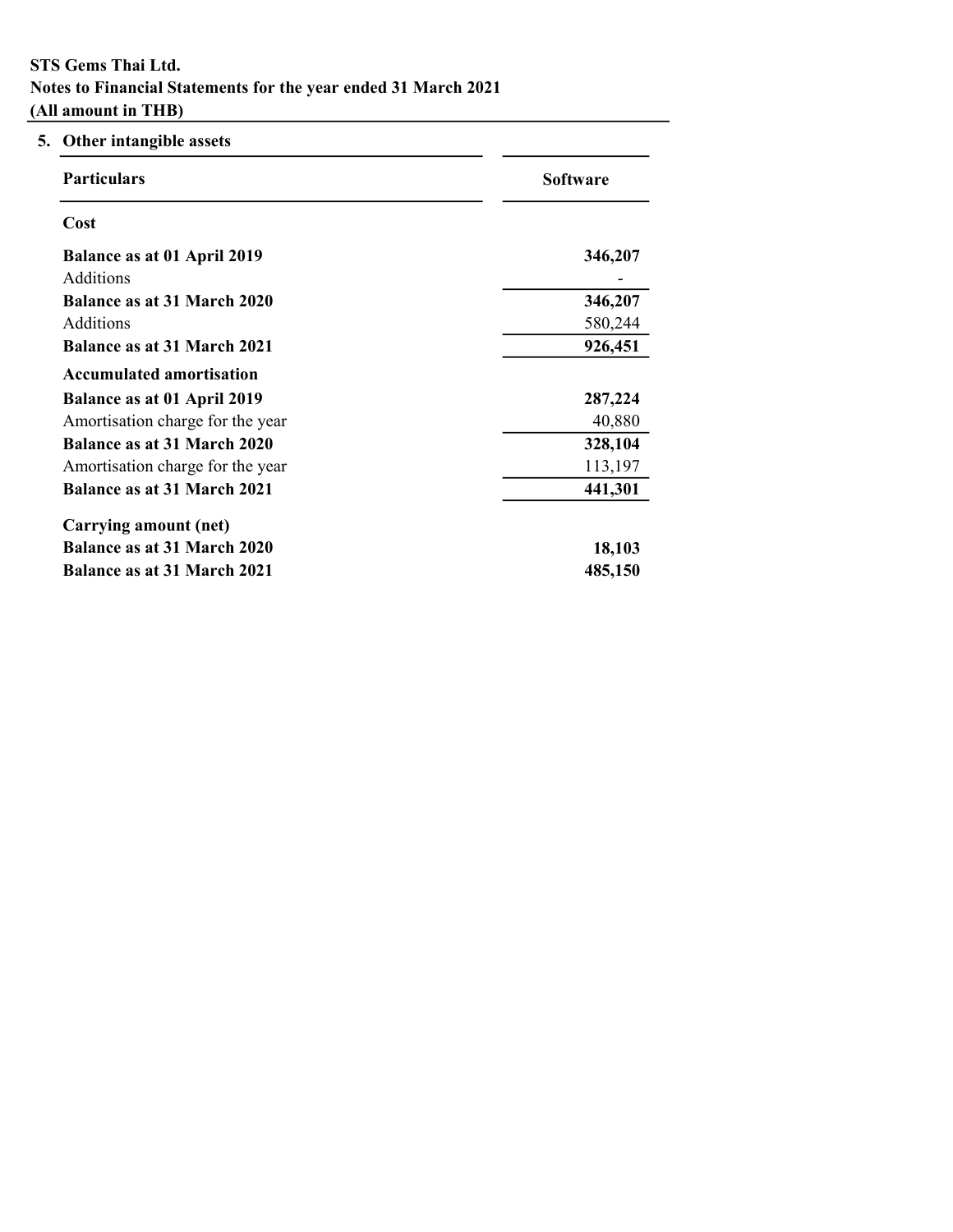**STS Gems Thai Ltd.**
**Notes to Financial Statements for the year ended 31 March 2021**
**(All amount in THB)**

## 5. Other intangible assets

| Particulars | Software |
|---|---|
| **Cost** | |
| **Balance as at 01 April 2019** | **346,207** |
| Additions | - |
| **Balance as at 31 March 2020** | **346,207** |
| Additions | 580,244 |
| **Balance as at 31 March 2021** | **926,451** |
| **Accumulated amortisation** | |
| **Balance as at 01 April 2019** | **287,224** |
| Amortisation charge for the year | 40,880 |
| **Balance as at 31 March 2020** | **328,104** |
| Amortisation charge for the year | 113,197 |
| **Balance as at 31 March 2021** | **441,301** |
| **Carrying amount (net)** | |
| **Balance as at 31 March 2020** | **18,103** |
| **Balance as at 31 March 2021** | **485,150** |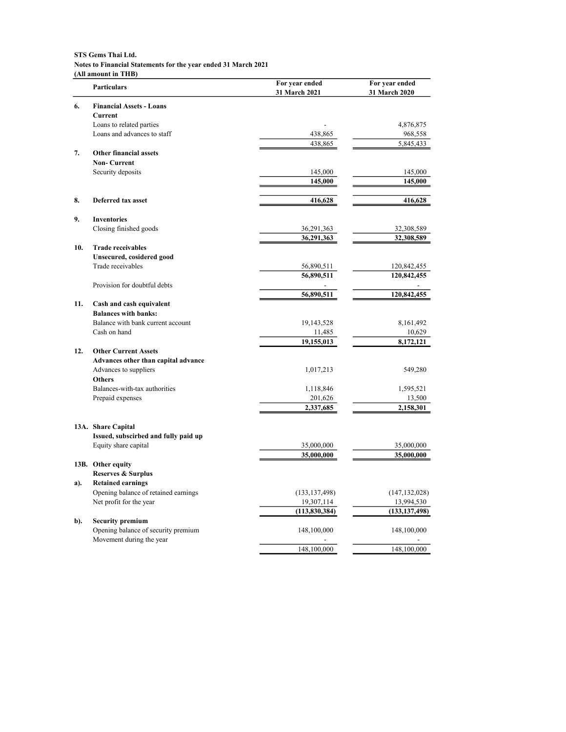**STS Gems Thai Ltd.**
**Notes to Financial Statements for the year ended 31 March 2021**
**(All amount in THB)**

| | Particulars | For year ended 31 March 2021 | For year ended 31 March 2020 |
|---|---|---|---|
| **6.** | **Financial Assets - Loans** | | |
| | **Current** | | |
| | Loans to related parties | - | 4,876,875 |
| | Loans and advances to staff | 438,865 | 968,558 |
| | | 438,865 | 5,845,433 |
| **7.** | **Other financial assets** | | |
| | **Non- Current** | | |
| | Security deposits | 145,000 | 145,000 |
| | | **145,000** | **145,000** |
| **8.** | **Deferred tax asset** | **416,628** | **416,628** |
| **9.** | **Inventories** | | |
| | Closing finished goods | 36,291,363 | 32,308,589 |
| | | **36,291,363** | **32,308,589** |
| **10.** | **Trade receivables** | | |
| | **Unsecured, cosidered good** | | |
| | Trade receivables | 56,890,511 | 120,842,455 |
| | | **56,890,511** | **120,842,455** |
| | Provision for doubtful debts | - | - |
| | | **56,890,511** | **120,842,455** |
| **11.** | **Cash and cash equivalent** | | |
| | **Balances with banks:** | | |
| | Balance with bank current account | 19,143,528 | 8,161,492 |
| | Cash on hand | 11,485 | 10,629 |
| | | **19,155,013** | **8,172,121** |
| **12.** | **Other Current Assets** | | |
| | **Advances other than capital advance** | | |
| | Advances to suppliers | 1,017,213 | 549,280 |
| | **Others** | | |
| | Balances-with-tax authorities | 1,118,846 | 1,595,521 |
| | Prepaid expenses | 201,626 | 13,500 |
| | | **2,337,685** | **2,158,301** |
| **13A.** | **Share Capital** | | |
| | **Issued, subscirbed and fully paid up** | | |
| | Equity share capital | 35,000,000 | 35,000,000 |
| | | **35,000,000** | **35,000,000** |
| **13B.** | **Other equity** | | |
| | **Reserves & Surplus** | | |
| **a).** | **Retained earnings** | | |
| | Opening balance of retained earnings | (133,137,498) | (147,132,028) |
| | Net profit for the year | 19,307,114 | 13,994,530 |
| | | **(113,830,384)** | **(133,137,498)** |
| **b).** | **Security premium** | | |
| | Opening balance of security premium | 148,100,000 | 148,100,000 |
| | Movement during the year | - | - |
| | | 148,100,000 | 148,100,000 |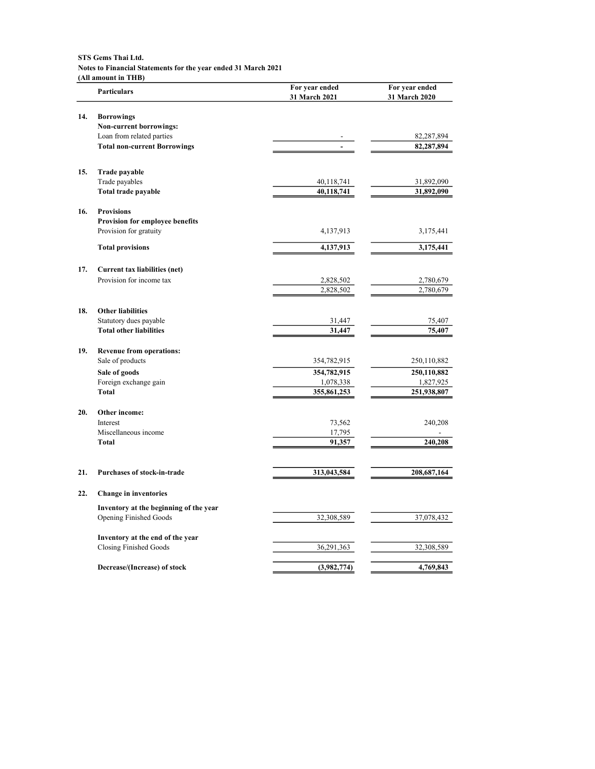**STS Gems Thai Ltd.**
**Notes to Financial Statements for the year ended 31 March 2021**
**(All amount in THB)**

| | Particulars | For year ended 31 March 2021 | For year ended 31 March 2020 |
|---|---|---|---|
| **14.** | **Borrowings** | | |
| | **Non-current borrowings:** | | |
| | Loan from related parties | - | 82,287,894 |
| | **Total non-current Borrowings** | **-** | **82,287,894** |
| **15.** | **Trade payable** | | |
| | Trade payables | 40,118,741 | 31,892,090 |
| | **Total trade payable** | **40,118,741** | **31,892,090** |
| **16.** | **Provisions** | | |
| | **Provision for employee benefits** | | |
| | Provision for gratuity | 4,137,913 | 3,175,441 |
| | **Total provisions** | **4,137,913** | **3,175,441** |
| **17.** | **Current tax liabilities (net)** | | |
| | Provision for income tax | 2,828,502 | 2,780,679 |
| | | 2,828,502 | 2,780,679 |
| **18.** | **Other liabilities** | | |
| | Statutory dues payable | 31,447 | 75,407 |
| | **Total other liabilities** | **31,447** | **75,407** |
| **19.** | **Revenue from operations:** | | |
| | Sale of products | 354,782,915 | 250,110,882 |
| | **Sale of goods** | **354,782,915** | **250,110,882** |
| | Foreign exchange gain | 1,078,338 | 1,827,925 |
| | **Total** | **355,861,253** | **251,938,807** |
| **20.** | **Other income:** | | |
| | Interest | 73,562 | 240,208 |
| | Miscellaneous income | 17,795 | - |
| | **Total** | **91,357** | **240,208** |
| **21.** | **Purchases of stock-in-trade** | **313,043,584** | **208,687,164** |
| **22.** | **Change in inventories** | | |
| | **Inventory at the beginning of the year** | | |
| | Opening Finished Goods | 32,308,589 | 37,078,432 |
| | **Inventory at the end of the year** | | |
| | Closing Finished Goods | 36,291,363 | 32,308,589 |
| | **Decrease/(Increase) of stock** | **(3,982,774)** | **4,769,843** |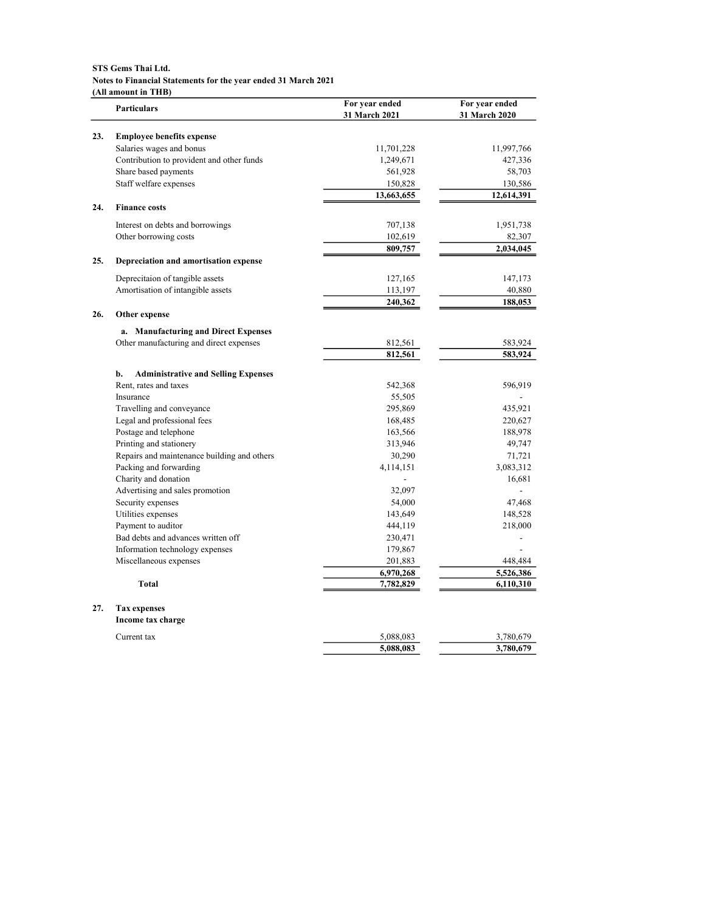**STS Gems Thai Ltd.**
**Notes to Financial Statements for the year ended 31 March 2021**
**(All amount in THB)**

| | Particulars | For year ended 31 March 2021 | For year ended 31 March 2020 |
|---|---|---|---|
| **23.** | **Employee benefits expense** | | |
| | Salaries wages and bonus | 11,701,228 | 11,997,766 |
| | Contribution to provident and other funds | 1,249,671 | 427,336 |
| | Share based payments | 561,928 | 58,703 |
| | Staff welfare expenses | 150,828 | 130,586 |
| | | **13,663,655** | **12,614,391** |
| **24.** | **Finance costs** | | |
| | Interest on debts and borrowings | 707,138 | 1,951,738 |
| | Other borrowing costs | 102,619 | 82,307 |
| | | **809,757** | **2,034,045** |
| **25.** | **Depreciation and amortisation expense** | | |
| | Deprecitaion of tangible assets | 127,165 | 147,173 |
| | Amortisation of intangible assets | 113,197 | 40,880 |
| | | **240,362** | **188,053** |
| **26.** | **Other expense** | | |
| | **a. Manufacturing and Direct Expenses** | | |
| | Other manufacturing and direct expenses | 812,561 | 583,924 |
| | | **812,561** | **583,924** |
| | **b. Administrative and Selling Expenses** | | |
| | Rent, rates and taxes | 542,368 | 596,919 |
| | Insurance | 55,505 | - |
| | Travelling and conveyance | 295,869 | 435,921 |
| | Legal and professional fees | 168,485 | 220,627 |
| | Postage and telephone | 163,566 | 188,978 |
| | Printing and stationery | 313,946 | 49,747 |
| | Repairs and maintenance building and others | 30,290 | 71,721 |
| | Packing and forwarding | 4,114,151 | 3,083,312 |
| | Charity and donation | - | 16,681 |
| | Advertising and sales promotion | 32,097 | - |
| | Security expenses | 54,000 | 47,468 |
| | Utilities expenses | 143,649 | 148,528 |
| | Payment to auditor | 444,119 | 218,000 |
| | Bad debts and advances written off | 230,471 | - |
| | Information technology expenses | 179,867 | - |
| | Miscellaneous expenses | 201,883 | 448,484 |
| | | **6,970,268** | **5,526,386** |
| | **Total** | **7,782,829** | **6,110,310** |
| **27.** | **Tax expenses** | | |
| | **Income tax charge** | | |
| | Current tax | 5,088,083 | 3,780,679 |
| | | **5,088,083** | **3,780,679** |